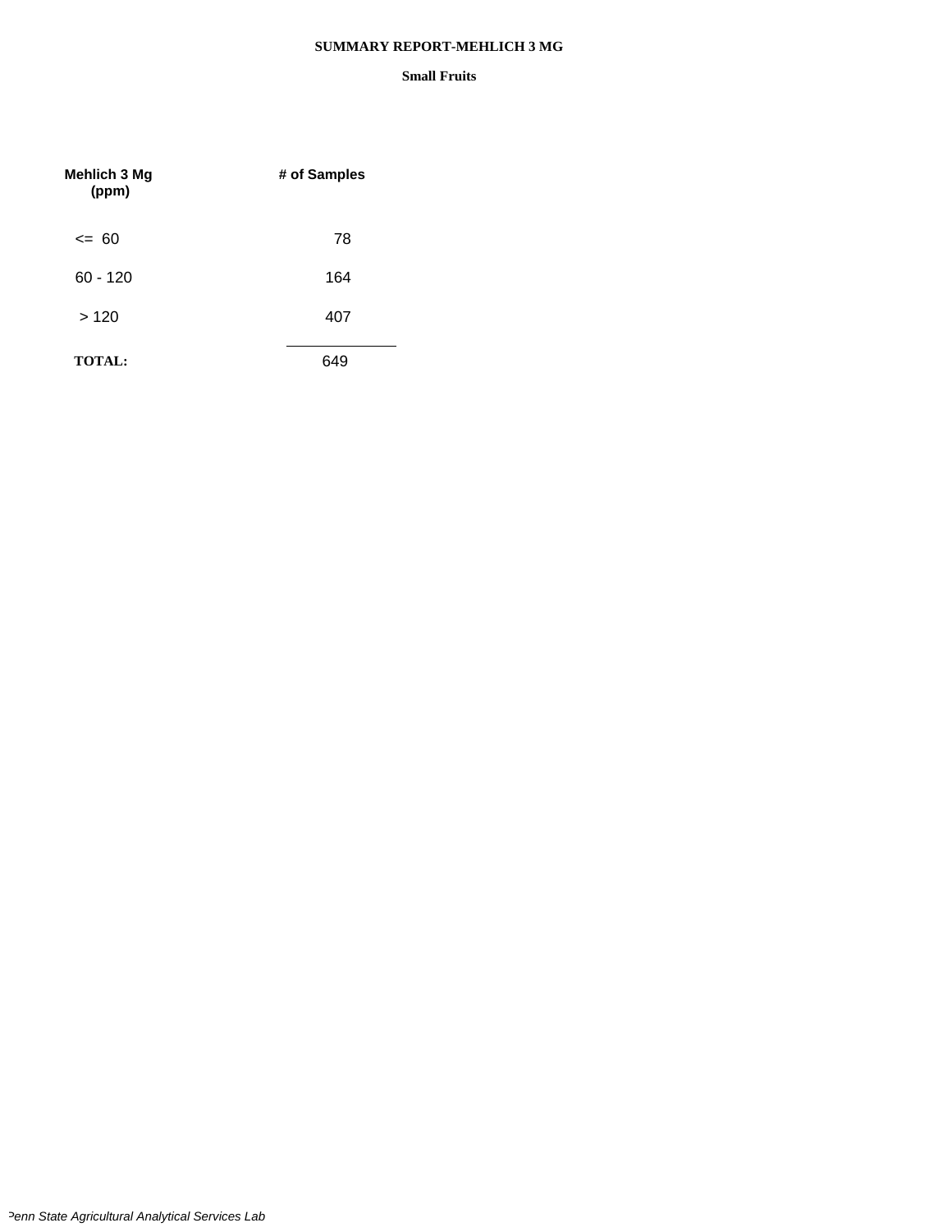# SUMMARY REPORT-MEHLICH 3 MG

## Small Fruits

| Mehlich 3 Mg (ppm) | # of Samples |
|---|---|
| <= 60 | 78 |
| 60 - 120 | 164 |
| > 120 | 407 |
| **TOTAL:** | 649 |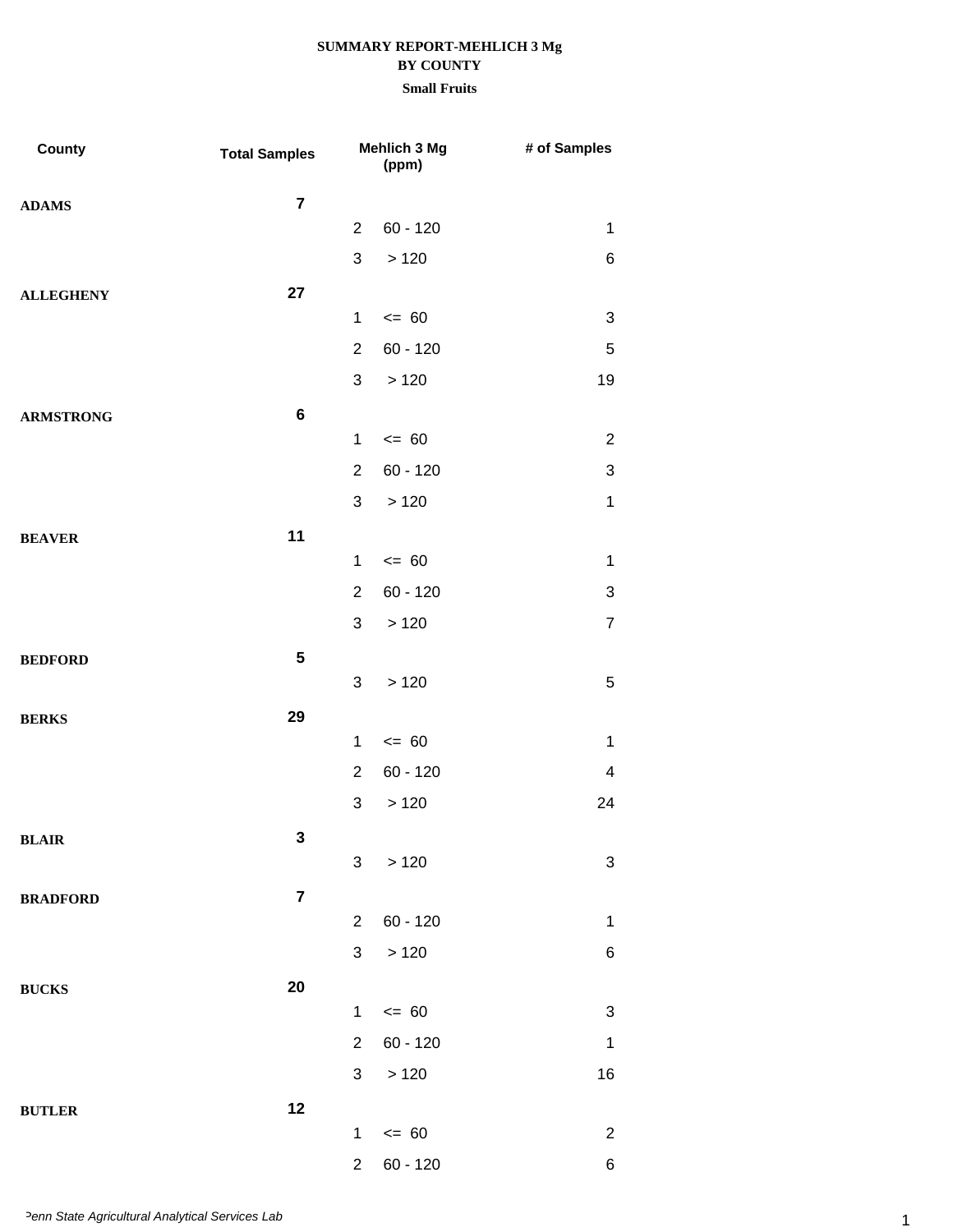**SUMMARY REPORT-MEHLICH 3 Mg**
**BY COUNTY**
**Small Fruits**

| County | Total Samples | Mehlich 3 Mg (ppm) | | # of Samples |
|---|---|---|---|---|
| **ADAMS** | **7** | | | |
| | | 2 | 60 - 120 | 1 |
| | | 3 | > 120 | 6 |
| **ALLEGHENY** | **27** | | | |
| | | 1 | <= 60 | 3 |
| | | 2 | 60 - 120 | 5 |
| | | 3 | > 120 | 19 |
| **ARMSTRONG** | **6** | | | |
| | | 1 | <= 60 | 2 |
| | | 2 | 60 - 120 | 3 |
| | | 3 | > 120 | 1 |
| **BEAVER** | **11** | | | |
| | | 1 | <= 60 | 1 |
| | | 2 | 60 - 120 | 3 |
| | | 3 | > 120 | 7 |
| **BEDFORD** | **5** | | | |
| | | 3 | > 120 | 5 |
| **BERKS** | **29** | | | |
| | | 1 | <= 60 | 1 |
| | | 2 | 60 - 120 | 4 |
| | | 3 | > 120 | 24 |
| **BLAIR** | **3** | | | |
| | | 3 | > 120 | 3 |
| **BRADFORD** | **7** | | | |
| | | 2 | 60 - 120 | 1 |
| | | 3 | > 120 | 6 |
| **BUCKS** | **20** | | | |
| | | 1 | <= 60 | 3 |
| | | 2 | 60 - 120 | 1 |
| | | 3 | > 120 | 16 |
| **BUTLER** | **12** | | | |
| | | 1 | <= 60 | 2 |
| | | 2 | 60 - 120 | 6 |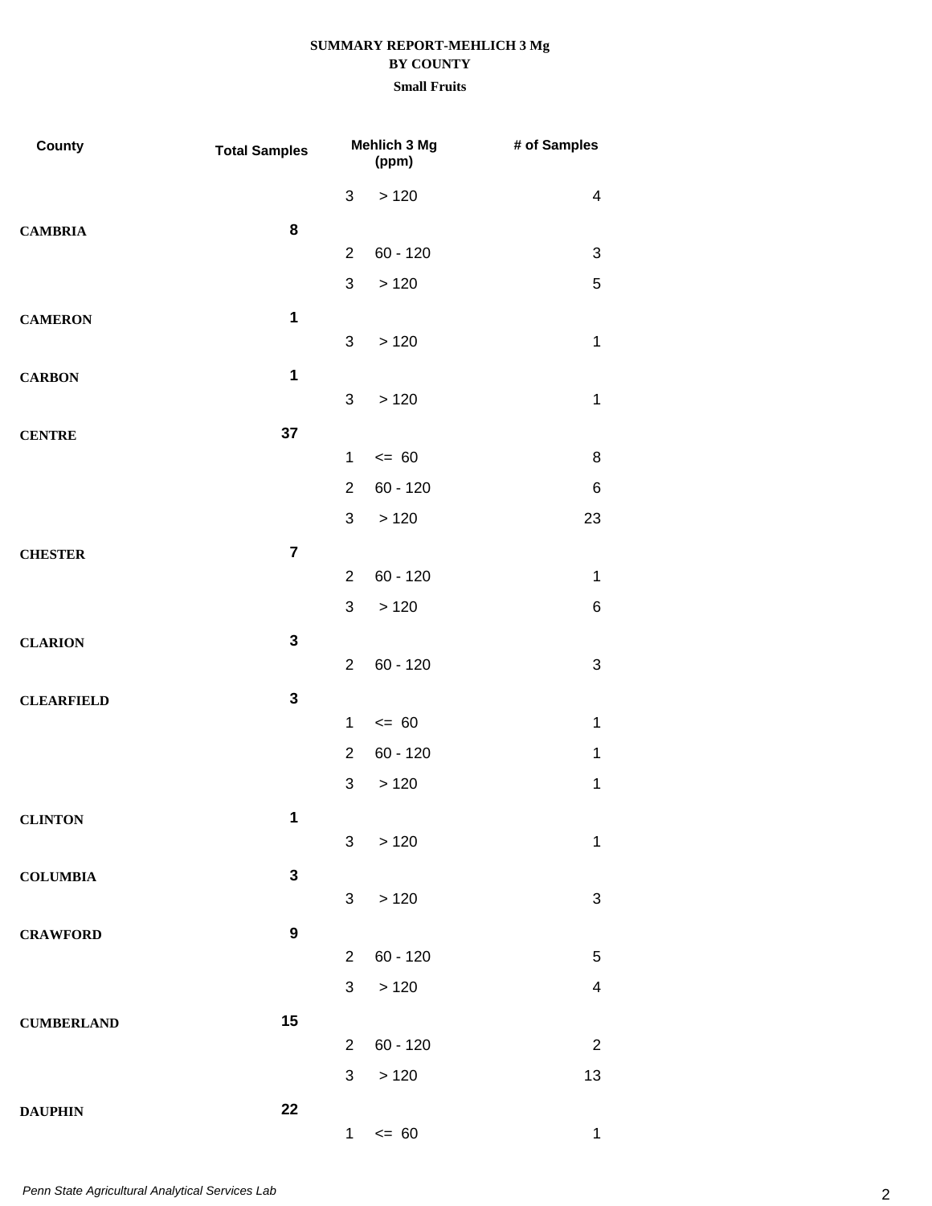**SUMMARY REPORT-MEHLICH 3 Mg**
**BY COUNTY**
**Small Fruits**

| County | Total Samples | Mehlich 3 Mg (ppm) | | # of Samples |
|---|---|---|---|---|
| | | 3 | > 120 | 4 |
| **CAMBRIA** | **8** | | | |
| | | 2 | 60 - 120 | 3 |
| | | 3 | > 120 | 5 |
| **CAMERON** | **1** | | | |
| | | 3 | > 120 | 1 |
| **CARBON** | **1** | | | |
| | | 3 | > 120 | 1 |
| **CENTRE** | **37** | | | |
| | | 1 | <= 60 | 8 |
| | | 2 | 60 - 120 | 6 |
| | | 3 | > 120 | 23 |
| **CHESTER** | **7** | | | |
| | | 2 | 60 - 120 | 1 |
| | | 3 | > 120 | 6 |
| **CLARION** | **3** | | | |
| | | 2 | 60 - 120 | 3 |
| **CLEARFIELD** | **3** | | | |
| | | 1 | <= 60 | 1 |
| | | 2 | 60 - 120 | 1 |
| | | 3 | > 120 | 1 |
| **CLINTON** | **1** | | | |
| | | 3 | > 120 | 1 |
| **COLUMBIA** | **3** | | | |
| | | 3 | > 120 | 3 |
| **CRAWFORD** | **9** | | | |
| | | 2 | 60 - 120 | 5 |
| | | 3 | > 120 | 4 |
| **CUMBERLAND** | **15** | | | |
| | | 2 | 60 - 120 | 2 |
| | | 3 | > 120 | 13 |
| **DAUPHIN** | **22** | | | |
| | | 1 | <= 60 | 1 |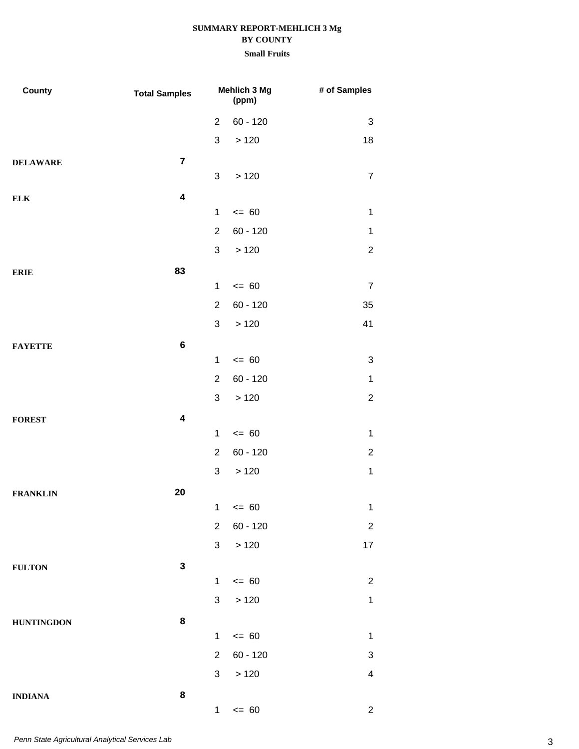**SUMMARY REPORT-MEHLICH 3 Mg**
**BY COUNTY**
**Small Fruits**

| County | Total Samples | | Mehlich 3 Mg (ppm) | # of Samples |
|---|---|---|---|---|
| | | 2 | 60 - 120 | 3 |
| | | 3 | > 120 | 18 |
| **DELAWARE** | **7** | | | |
| | | 3 | > 120 | 7 |
| **ELK** | **4** | | | |
| | | 1 | <= 60 | 1 |
| | | 2 | 60 - 120 | 1 |
| | | 3 | > 120 | 2 |
| **ERIE** | **83** | | | |
| | | 1 | <= 60 | 7 |
| | | 2 | 60 - 120 | 35 |
| | | 3 | > 120 | 41 |
| **FAYETTE** | **6** | | | |
| | | 1 | <= 60 | 3 |
| | | 2 | 60 - 120 | 1 |
| | | 3 | > 120 | 2 |
| **FOREST** | **4** | | | |
| | | 1 | <= 60 | 1 |
| | | 2 | 60 - 120 | 2 |
| | | 3 | > 120 | 1 |
| **FRANKLIN** | **20** | | | |
| | | 1 | <= 60 | 1 |
| | | 2 | 60 - 120 | 2 |
| | | 3 | > 120 | 17 |
| **FULTON** | **3** | | | |
| | | 1 | <= 60 | 2 |
| | | 3 | > 120 | 1 |
| **HUNTINGDON** | **8** | | | |
| | | 1 | <= 60 | 1 |
| | | 2 | 60 - 120 | 3 |
| | | 3 | > 120 | 4 |
| **INDIANA** | **8** | | | |
| | | 1 | <= 60 | 2 |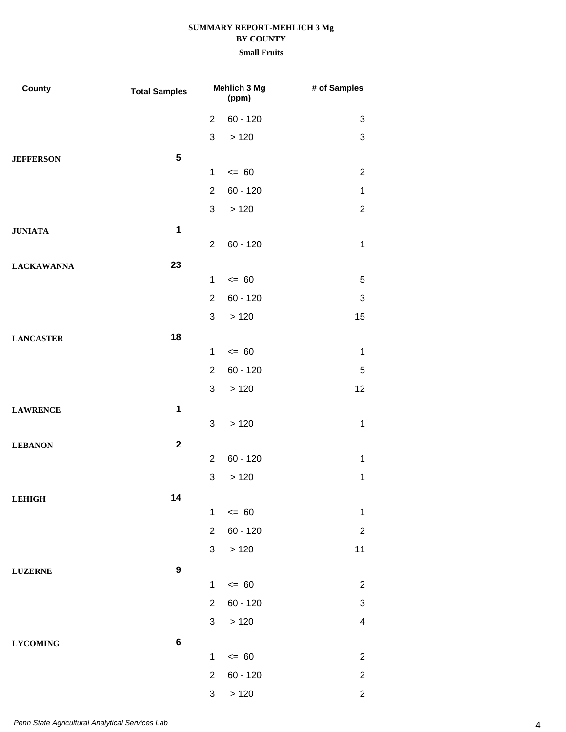**SUMMARY REPORT-MEHLICH 3 Mg**
**BY COUNTY**
**Small Fruits**

| County | Total Samples | Mehlich 3 Mg (ppm) | | # of Samples |
|---|---|---|---|---|
| | | 2 | 60 - 120 | 3 |
| | | 3 | > 120 | 3 |
| **JEFFERSON** | **5** | | | |
| | | 1 | <= 60 | 2 |
| | | 2 | 60 - 120 | 1 |
| | | 3 | > 120 | 2 |
| **JUNIATA** | **1** | | | |
| | | 2 | 60 - 120 | 1 |
| **LACKAWANNA** | **23** | | | |
| | | 1 | <= 60 | 5 |
| | | 2 | 60 - 120 | 3 |
| | | 3 | > 120 | 15 |
| **LANCASTER** | **18** | | | |
| | | 1 | <= 60 | 1 |
| | | 2 | 60 - 120 | 5 |
| | | 3 | > 120 | 12 |
| **LAWRENCE** | **1** | | | |
| | | 3 | > 120 | 1 |
| **LEBANON** | **2** | | | |
| | | 2 | 60 - 120 | 1 |
| | | 3 | > 120 | 1 |
| **LEHIGH** | **14** | | | |
| | | 1 | <= 60 | 1 |
| | | 2 | 60 - 120 | 2 |
| | | 3 | > 120 | 11 |
| **LUZERNE** | **9** | | | |
| | | 1 | <= 60 | 2 |
| | | 2 | 60 - 120 | 3 |
| | | 3 | > 120 | 4 |
| **LYCOMING** | **6** | | | |
| | | 1 | <= 60 | 2 |
| | | 2 | 60 - 120 | 2 |
| | | 3 | > 120 | 2 |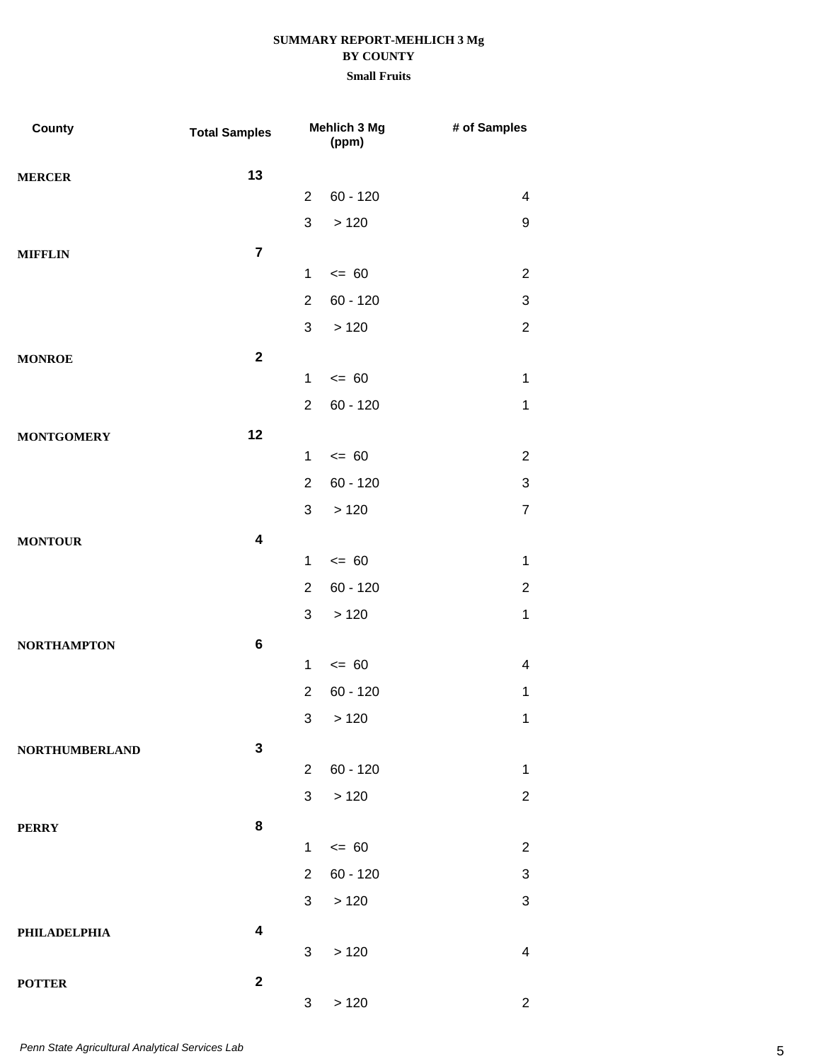# SUMMARY REPORT-MEHLICH 3 Mg
## BY COUNTY
### Small Fruits

| County | Total Samples | | Mehlich 3 Mg (ppm) | # of Samples |
|---|---|---|---|---|
| MERCER | 13 | | | |
| | | 2 | 60 - 120 | 4 |
| | | 3 | > 120 | 9 |
| MIFFLIN | 7 | | | |
| | | 1 | <= 60 | 2 |
| | | 2 | 60 - 120 | 3 |
| | | 3 | > 120 | 2 |
| MONROE | 2 | | | |
| | | 1 | <= 60 | 1 |
| | | 2 | 60 - 120 | 1 |
| MONTGOMERY | 12 | | | |
| | | 1 | <= 60 | 2 |
| | | 2 | 60 - 120 | 3 |
| | | 3 | > 120 | 7 |
| MONTOUR | 4 | | | |
| | | 1 | <= 60 | 1 |
| | | 2 | 60 - 120 | 2 |
| | | 3 | > 120 | 1 |
| NORTHAMPTON | 6 | | | |
| | | 1 | <= 60 | 4 |
| | | 2 | 60 - 120 | 1 |
| | | 3 | > 120 | 1 |
| NORTHUMBERLAND | 3 | | | |
| | | 2 | 60 - 120 | 1 |
| | | 3 | > 120 | 2 |
| PERRY | 8 | | | |
| | | 1 | <= 60 | 2 |
| | | 2 | 60 - 120 | 3 |
| | | 3 | > 120 | 3 |
| PHILADELPHIA | 4 | | | |
| | | 3 | > 120 | 4 |
| POTTER | 2 | | | |
| | | 3 | > 120 | 2 |

*Penn State Agricultural Analytical Services Lab*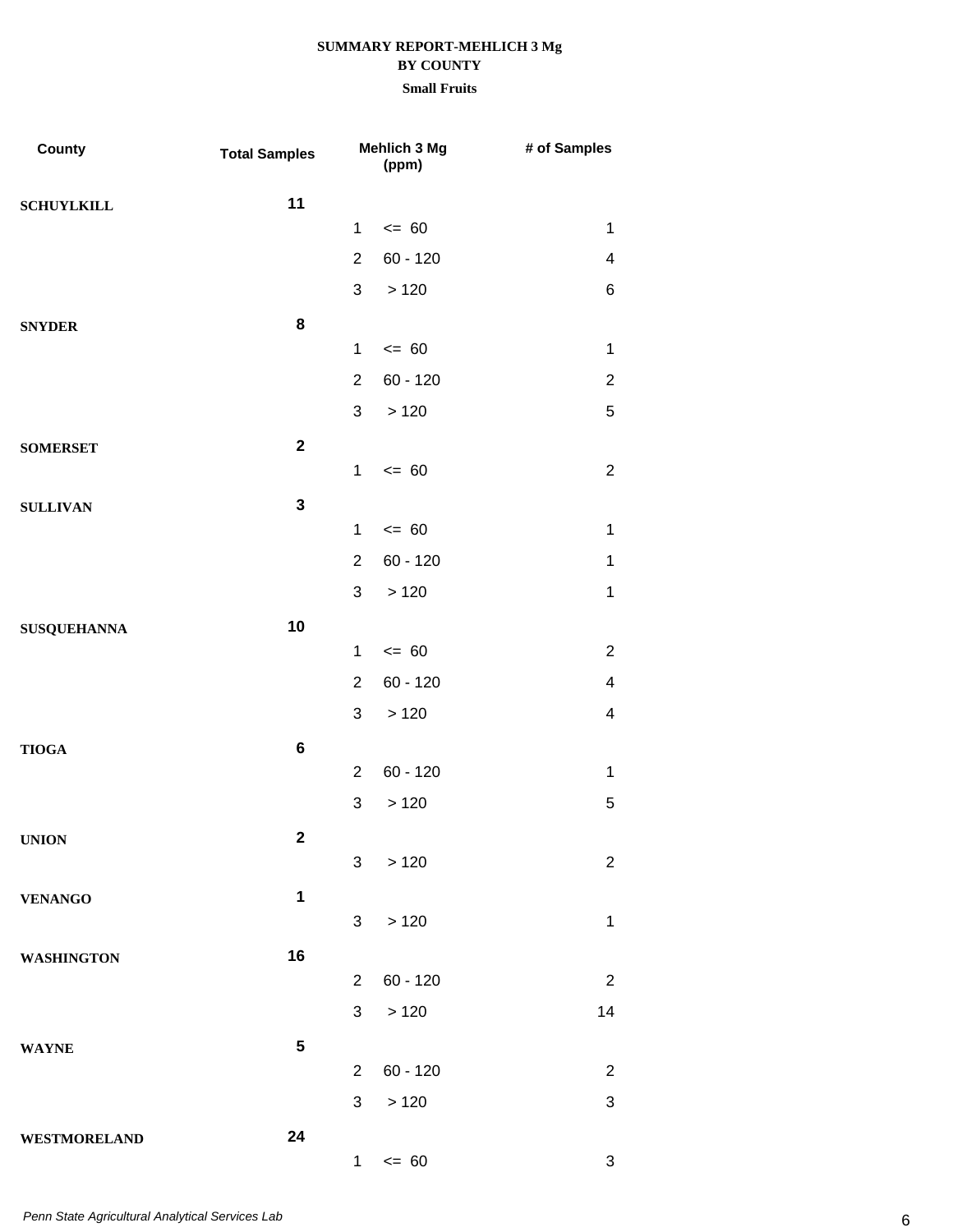**SUMMARY REPORT-MEHLICH 3 Mg**
**BY COUNTY**
**Small Fruits**

| County | Total Samples | | Mehlich 3 Mg (ppm) | # of Samples |
|---|---|---|---|---|
| **SCHUYLKILL** | **11** | | | |
| | | 1 | <= 60 | 1 |
| | | 2 | 60 - 120 | 4 |
| | | 3 | > 120 | 6 |
| **SNYDER** | **8** | | | |
| | | 1 | <= 60 | 1 |
| | | 2 | 60 - 120 | 2 |
| | | 3 | > 120 | 5 |
| **SOMERSET** | **2** | | | |
| | | 1 | <= 60 | 2 |
| **SULLIVAN** | **3** | | | |
| | | 1 | <= 60 | 1 |
| | | 2 | 60 - 120 | 1 |
| | | 3 | > 120 | 1 |
| **SUSQUEHANNA** | **10** | | | |
| | | 1 | <= 60 | 2 |
| | | 2 | 60 - 120 | 4 |
| | | 3 | > 120 | 4 |
| **TIOGA** | **6** | | | |
| | | 2 | 60 - 120 | 1 |
| | | 3 | > 120 | 5 |
| **UNION** | **2** | | | |
| | | 3 | > 120 | 2 |
| **VENANGO** | **1** | | | |
| | | 3 | > 120 | 1 |
| **WASHINGTON** | **16** | | | |
| | | 2 | 60 - 120 | 2 |
| | | 3 | > 120 | 14 |
| **WAYNE** | **5** | | | |
| | | 2 | 60 - 120 | 2 |
| | | 3 | > 120 | 3 |
| **WESTMORELAND** | **24** | | | |
| | | 1 | <= 60 | 3 |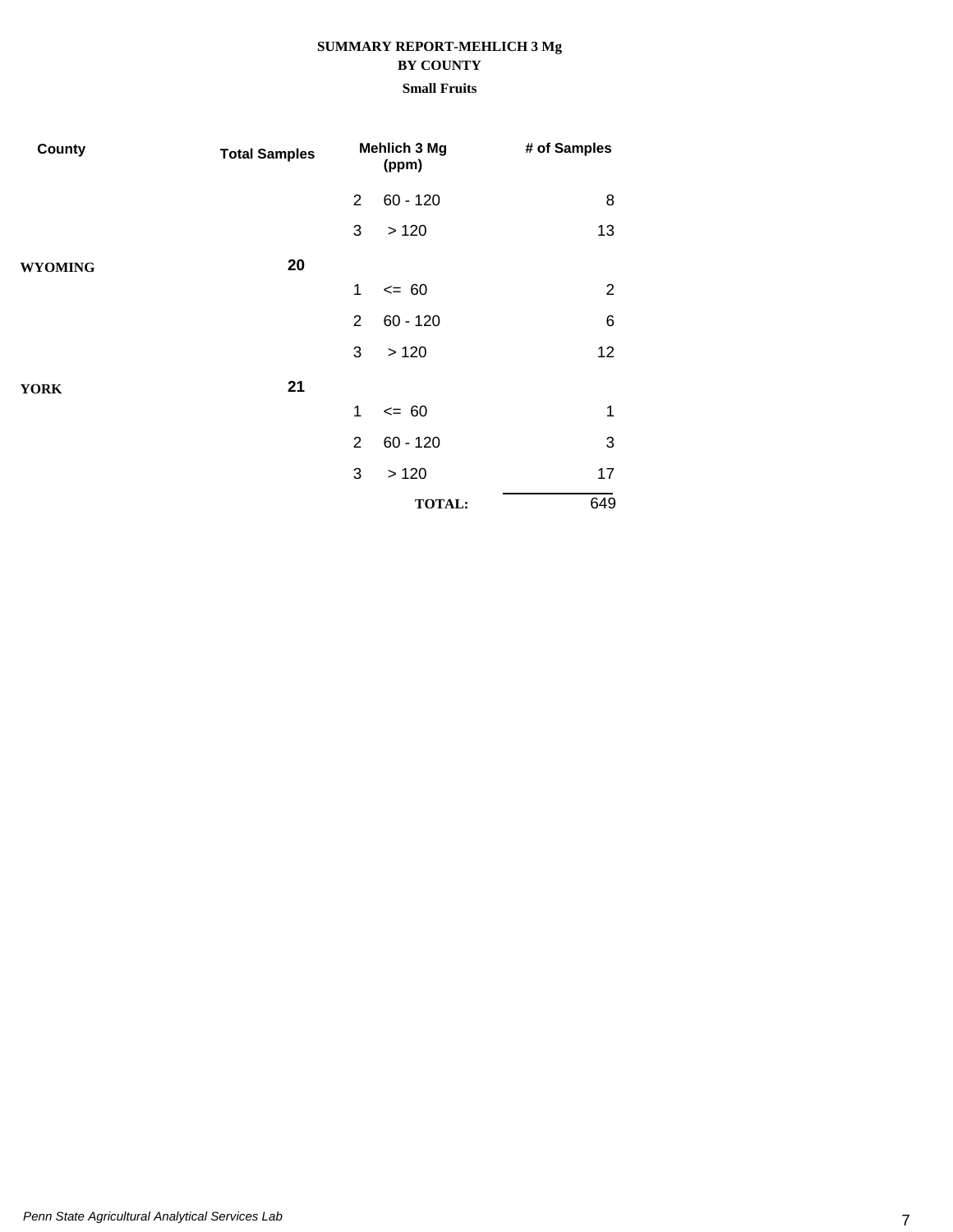**SUMMARY REPORT-MEHLICH 3 Mg**
**BY COUNTY**
**Small Fruits**

| County | Total Samples | Mehlich 3 Mg (ppm) | | # of Samples |
|---|---|---|---|---|
| | | 2 | 60 - 120 | 8 |
| | | 3 | > 120 | 13 |
| **WYOMING** | **20** | | | |
| | | 1 | <= 60 | 2 |
| | | 2 | 60 - 120 | 6 |
| | | 3 | > 120 | 12 |
| **YORK** | **21** | | | |
| | | 1 | <= 60 | 1 |
| | | 2 | 60 - 120 | 3 |
| | | 3 | > 120 | 17 |
| | | | **TOTAL:** | 649 |

*Penn State Agricultural Analytical Services Lab*